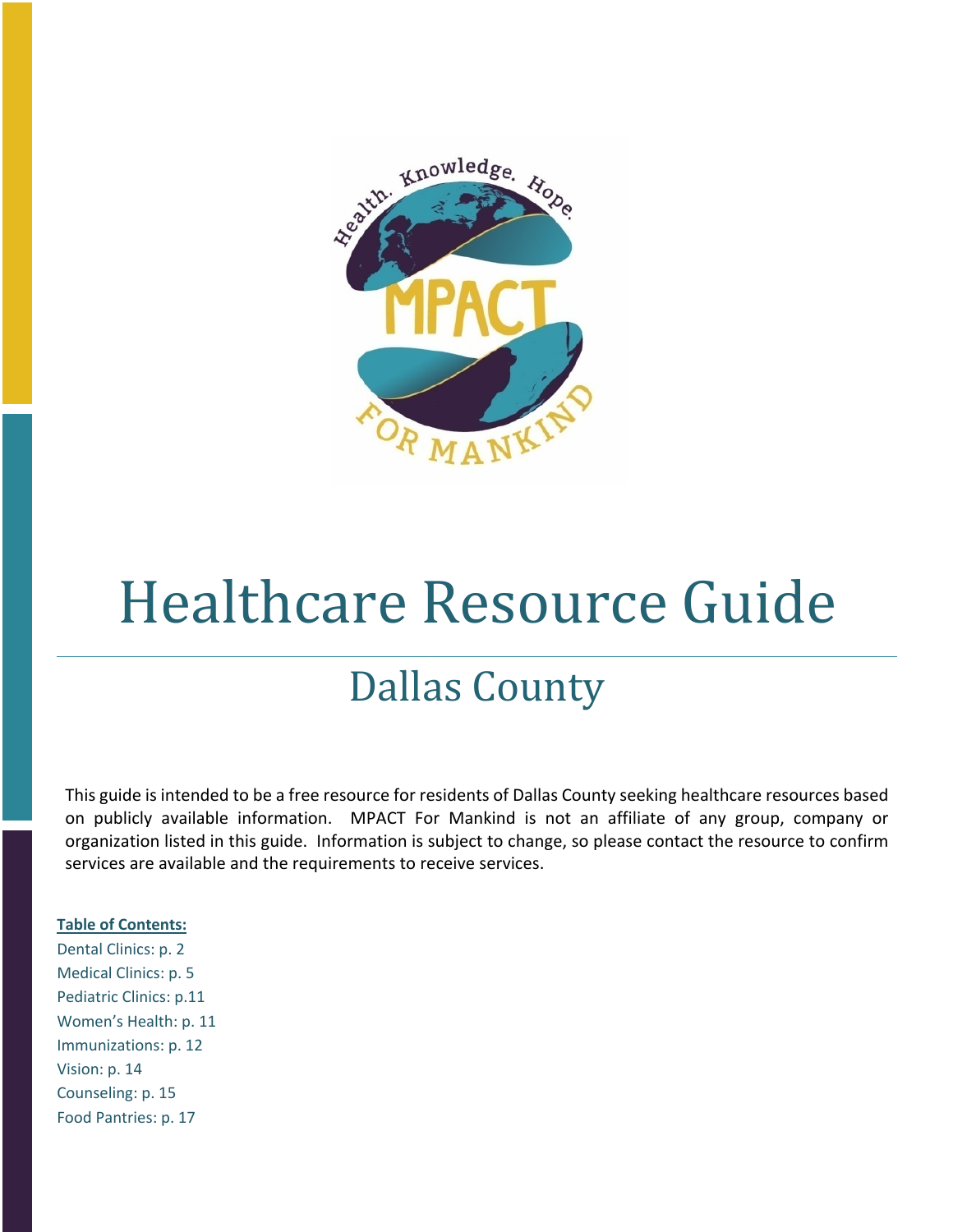# Healthcare Resource Guide

## Dallas County

This guide is intended to be a free resource for residents of Dallas County seeking healthcare resources based on publicly available information. MPACT For Mankind is not an affiliate of any group, company or organization listed in this guide. Information is subject to change, so please contact the resource to confirm services are available and the requirements to receive services.

**Table of Contents:**

Dental Clinics: p. 2
Medical Clinics: p. 5
Pediatric Clinics: p.11
Women's Health: p. 11
Immunizations: p. 12
Vision: p. 14
Counseling: p. 15
Food Pantries: p. 17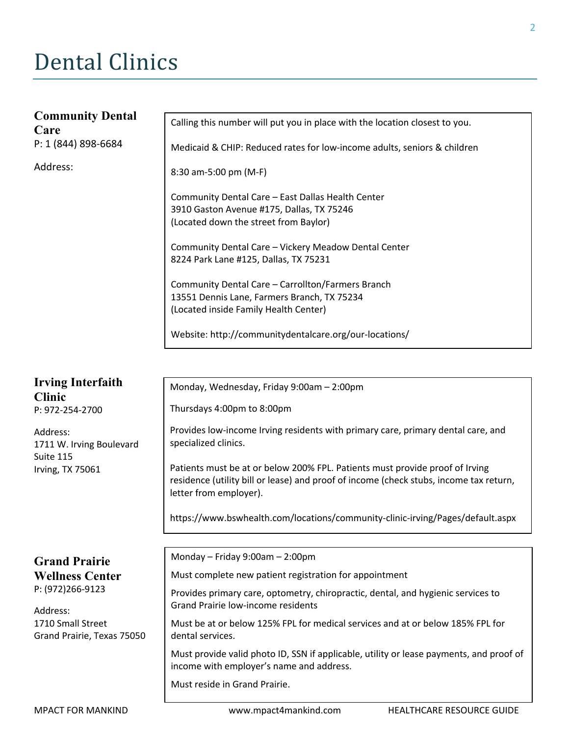# Dental Clinics

### Community Dental Care

P: 1 (844) 898-6684

Address:

Calling this number will put you in place with the location closest to you.

Medicaid & CHIP: Reduced rates for low-income adults, seniors & children

8:30 am-5:00 pm (M-F)

Community Dental Care – East Dallas Health Center
3910 Gaston Avenue #175, Dallas, TX 75246
(Located down the street from Baylor)

Community Dental Care – Vickery Meadow Dental Center
8224 Park Lane #125, Dallas, TX 75231

Community Dental Care – Carrollton/Farmers Branch
13551 Dennis Lane, Farmers Branch, TX 75234
(Located inside Family Health Center)

Website: http://communitydentalcare.org/our-locations/

### Irving Interfaith Clinic

P: 972-254-2700

Address:
1711 W. Irving Boulevard
Suite 115
Irving, TX 75061

Monday, Wednesday, Friday 9:00am – 2:00pm

Thursdays 4:00pm to 8:00pm

Provides low-income Irving residents with primary care, primary dental care, and specialized clinics.

Patients must be at or below 200% FPL. Patients must provide proof of Irving residence (utility bill or lease) and proof of income (check stubs, income tax return, letter from employer).

https://www.bswhealth.com/locations/community-clinic-irving/Pages/default.aspx

### Grand Prairie Wellness Center

P: (972)266-9123

Address:
1710 Small Street
Grand Prairie, Texas 75050

Monday – Friday 9:00am – 2:00pm

Must complete new patient registration for appointment

Provides primary care, optometry, chiropractic, dental, and hygienic services to Grand Prairie low-income residents

Must be at or below 125% FPL for medical services and at or below 185% FPL for dental services.

Must provide valid photo ID, SSN if applicable, utility or lease payments, and proof of income with employer's name and address.

Must reside in Grand Prairie.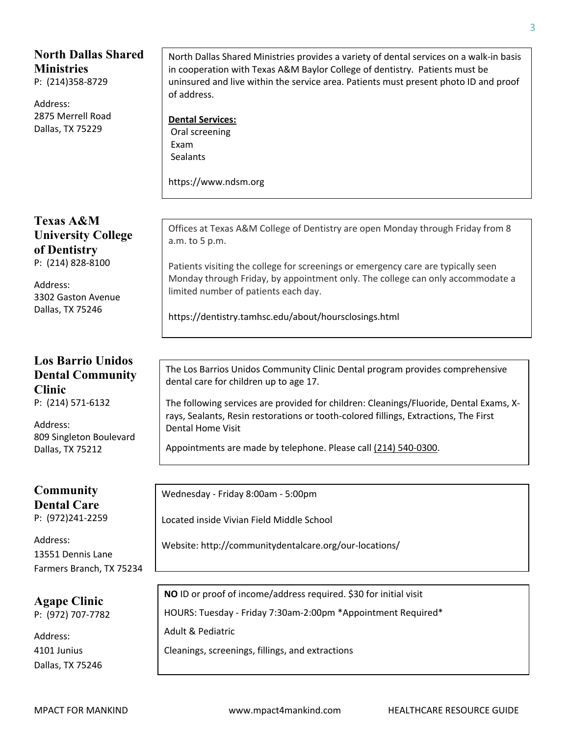## North Dallas Shared Ministries

P: (214)358-8729

Address:
2875 Merrell Road
Dallas, TX 75229

North Dallas Shared Ministries provides a variety of dental services on a walk-in basis in cooperation with Texas A&M Baylor College of dentistry. Patients must be uninsured and live within the service area. Patients must present photo ID and proof of address.

**Dental Services:**

- Oral screening
- Exam
- Sealants

https://www.ndsm.org

## Texas A&M University College of Dentistry

P: (214) 828-8100

Address:
3302 Gaston Avenue
Dallas, TX 75246

Offices at Texas A&M College of Dentistry are open Monday through Friday from 8 a.m. to 5 p.m.

Patients visiting the college for screenings or emergency care are typically seen Monday through Friday, by appointment only. The college can only accommodate a limited number of patients each day.

https://dentistry.tamhsc.edu/about/hoursclosings.html

## Los Barrio Unidos Dental Community Clinic

P: (214) 571-6132

Address:
809 Singleton Boulevard
Dallas, TX 75212

The Los Barrios Unidos Community Clinic Dental program provides comprehensive dental care for children up to age 17.

The following services are provided for children: Cleanings/Fluoride, Dental Exams, X-rays, Sealants, Resin restorations or tooth-colored fillings, Extractions, The First Dental Home Visit

Appointments are made by telephone. Please call (214) 540-0300.

## Community Dental Care

P: (972)241-2259

Address:
13551 Dennis Lane
Farmers Branch, TX 75234

Wednesday - Friday 8:00am - 5:00pm

Located inside Vivian Field Middle School

Website: http://communitydentalcare.org/our-locations/

## Agape Clinic

P: (972) 707-7782

Address:
4101 Junius
Dallas, TX 75246

**NO** ID or proof of income/address required. $30 for initial visit

HOURS: Tuesday - Friday 7:30am-2:00pm *Appointment Required*

Adult & Pediatric

Cleanings, screenings, fillings, and extractions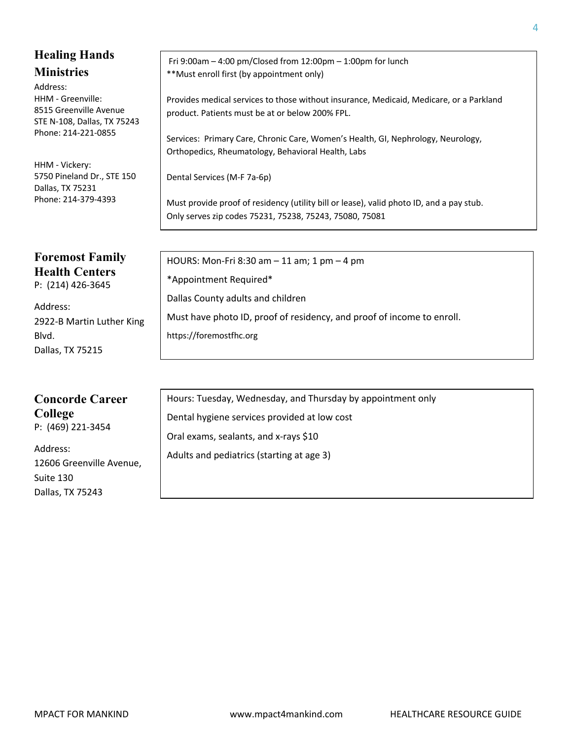## Healing Hands Ministries

Address:
HHM - Greenville:
8515 Greenville Avenue
STE N-108, Dallas, TX 75243
Phone: 214-221-0855

HHM - Vickery:
5750 Pineland Dr., STE 150
Dallas, TX 75231
Phone: 214-379-4393

Fri 9:00am – 4:00 pm/Closed from 12:00pm – 1:00pm for lunch
**Must enroll first (by appointment only)

Provides medical services to those without insurance, Medicaid, Medicare, or a Parkland product. Patients must be at or below 200% FPL.

Services: Primary Care, Chronic Care, Women's Health, GI, Nephrology, Neurology, Orthopedics, Rheumatology, Behavioral Health, Labs

Dental Services (M-F 7a-6p)

Must provide proof of residency (utility bill or lease), valid photo ID, and a pay stub.
Only serves zip codes 75231, 75238, 75243, 75080, 75081

## Foremost Family Health Centers

P: (214) 426-3645

Address:
2922-B Martin Luther King Blvd.
Dallas, TX 75215

HOURS: Mon-Fri 8:30 am – 11 am; 1 pm – 4 pm

*Appointment Required*

Dallas County adults and children

Must have photo ID, proof of residency, and proof of income to enroll.

https://foremostfhc.org

## Concorde Career College

P: (469) 221-3454

Address:
12606 Greenville Avenue, Suite 130
Dallas, TX 75243

Hours: Tuesday, Wednesday, and Thursday by appointment only

Dental hygiene services provided at low cost

Oral exams, sealants, and x-rays $10

Adults and pediatrics (starting at age 3)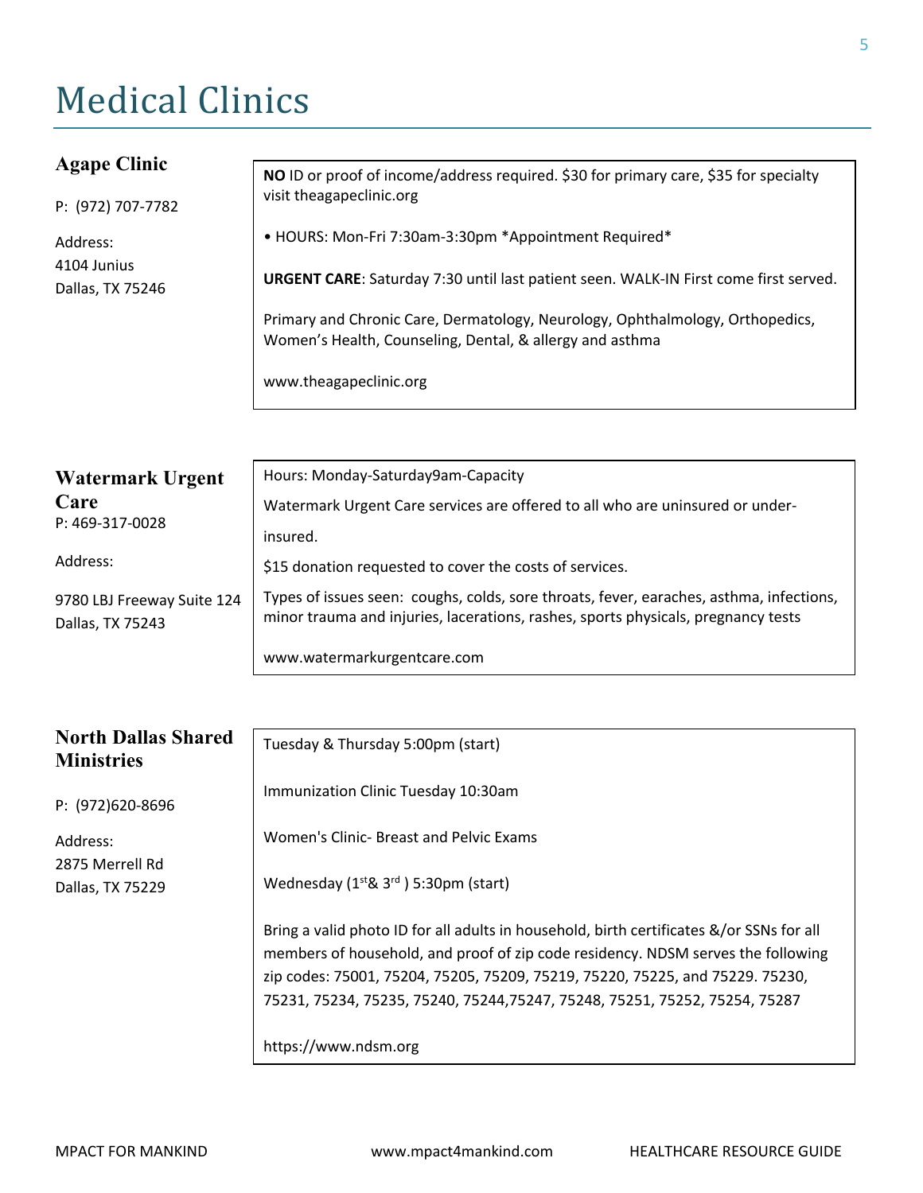# Medical Clinics

### Agape Clinic

P: (972) 707-7782

Address:
4104 Junius
Dallas, TX 75246

**NO** ID or proof of income/address required. $30 for primary care, $35 for specialty visit theagapeclinic.org

• HOURS: Mon-Fri 7:30am-3:30pm *Appointment Required*

**URGENT CARE**: Saturday 7:30 until last patient seen. WALK-IN First come first served.

Primary and Chronic Care, Dermatology, Neurology, Ophthalmology, Orthopedics, Women's Health, Counseling, Dental, & allergy and asthma

www.theagapeclinic.org

### Watermark Urgent Care

P: 469-317-0028

Address:

9780 LBJ Freeway Suite 124
Dallas, TX 75243

Hours: Monday-Saturday9am-Capacity

Watermark Urgent Care services are offered to all who are uninsured or under-insured.

$15 donation requested to cover the costs of services.

Types of issues seen: coughs, colds, sore throats, fever, earaches, asthma, infections, minor trauma and injuries, lacerations, rashes, sports physicals, pregnancy tests

www.watermarkurgentcare.com

### North Dallas Shared Ministries

P: (972)620-8696

Address:
2875 Merrell Rd
Dallas, TX 75229

Tuesday & Thursday 5:00pm (start)

Immunization Clinic Tuesday 10:30am

Women's Clinic- Breast and Pelvic Exams

Wednesday (1st& 3rd ) 5:30pm (start)

Bring a valid photo ID for all adults in household, birth certificates &/or SSNs for all members of household, and proof of zip code residency. NDSM serves the following zip codes: 75001, 75204, 75205, 75209, 75219, 75220, 75225, and 75229. 75230, 75231, 75234, 75235, 75240, 75244,75247, 75248, 75251, 75252, 75254, 75287

https://www.ndsm.org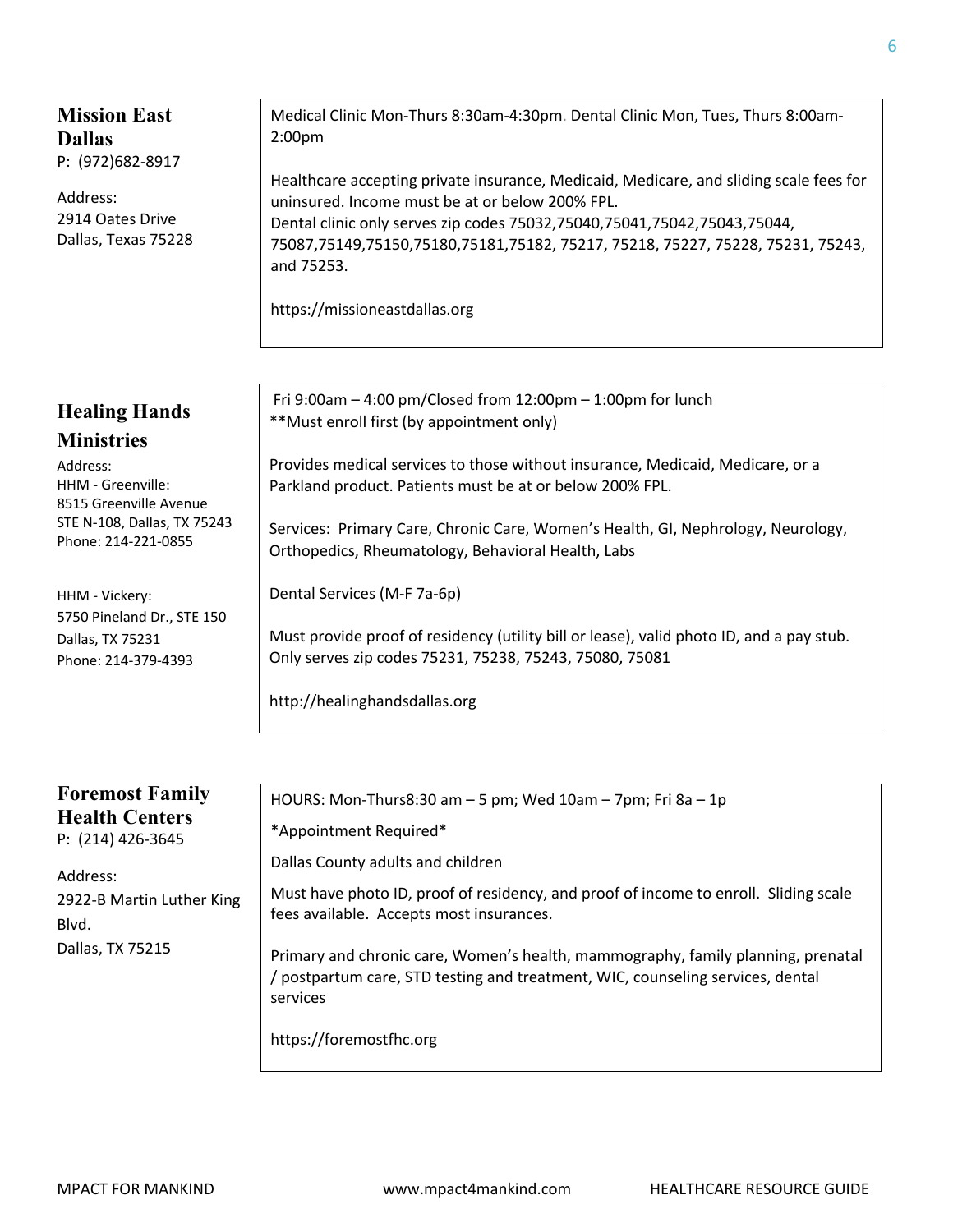## Mission East Dallas

P: (972)682-8917

Address:
2914 Oates Drive
Dallas, Texas 75228

Medical Clinic Mon-Thurs 8:30am-4:30pm. Dental Clinic Mon, Tues, Thurs 8:00am-2:00pm

Healthcare accepting private insurance, Medicaid, Medicare, and sliding scale fees for uninsured. Income must be at or below 200% FPL.
Dental clinic only serves zip codes 75032,75040,75041,75042,75043,75044, 75087,75149,75150,75180,75181,75182, 75217, 75218, 75227, 75228, 75231, 75243, and 75253.

https://missioneastdallas.org

## Healing Hands Ministries

Address:
HHM - Greenville:
8515 Greenville Avenue
STE N-108, Dallas, TX 75243
Phone: 214-221-0855

HHM - Vickery:
5750 Pineland Dr., STE 150
Dallas, TX 75231
Phone: 214-379-4393

Fri 9:00am – 4:00 pm/Closed from 12:00pm – 1:00pm for lunch
**Must enroll first (by appointment only)

Provides medical services to those without insurance, Medicaid, Medicare, or a Parkland product. Patients must be at or below 200% FPL.

Services: Primary Care, Chronic Care, Women's Health, GI, Nephrology, Neurology, Orthopedics, Rheumatology, Behavioral Health, Labs

Dental Services (M-F 7a-6p)

Must provide proof of residency (utility bill or lease), valid photo ID, and a pay stub. Only serves zip codes 75231, 75238, 75243, 75080, 75081

http://healinghandsdallas.org

## Foremost Family Health Centers

P: (214) 426-3645

Address:
2922-B Martin Luther King Blvd.
Dallas, TX 75215

HOURS: Mon-Thurs8:30 am – 5 pm; Wed 10am – 7pm; Fri 8a – 1p

*Appointment Required*

Dallas County adults and children

Must have photo ID, proof of residency, and proof of income to enroll. Sliding scale fees available. Accepts most insurances.

Primary and chronic care, Women's health, mammography, family planning, prenatal / postpartum care, STD testing and treatment, WIC, counseling services, dental services

https://foremostfhc.org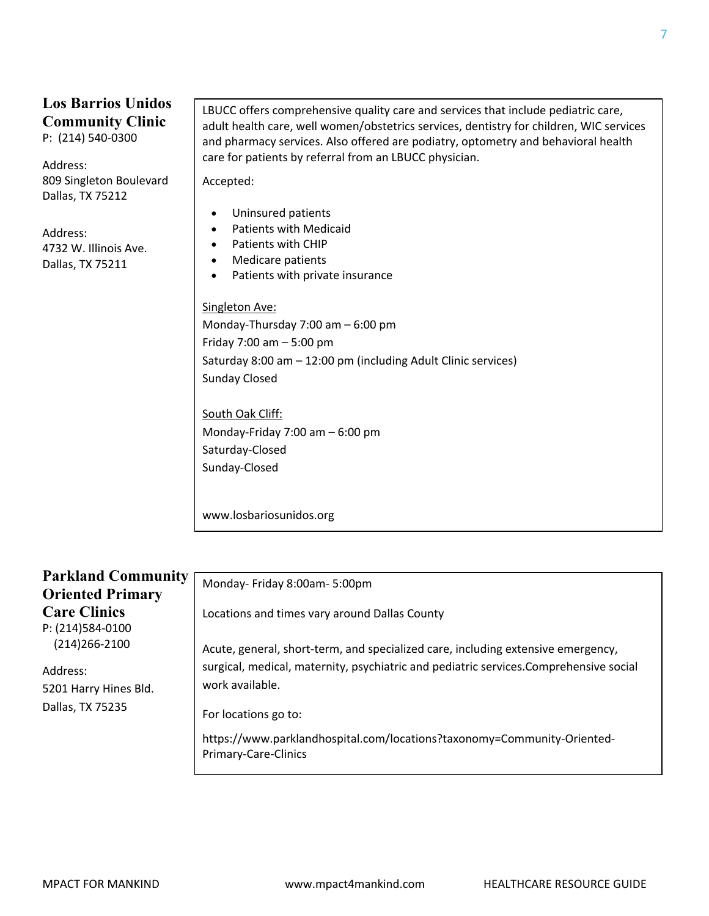## Los Barrios Unidos Community Clinic

P: (214) 540-0300

Address:
809 Singleton Boulevard
Dallas, TX 75212

Address:
4732 W. Illinois Ave.
Dallas, TX 75211

LBUCC offers comprehensive quality care and services that include pediatric care, adult health care, well women/obstetrics services, dentistry for children, WIC services and pharmacy services. Also offered are podiatry, optometry and behavioral health care for patients by referral from an LBUCC physician.

Accepted:

- Uninsured patients
- Patients with Medicaid
- Patients with CHIP
- Medicare patients
- Patients with private insurance

Singleton Ave:
Monday-Thursday 7:00 am – 6:00 pm
Friday 7:00 am – 5:00 pm
Saturday 8:00 am – 12:00 pm (including Adult Clinic services)
Sunday Closed

South Oak Cliff:
Monday-Friday 7:00 am – 6:00 pm
Saturday-Closed
Sunday-Closed

www.losbariosunidos.org

## Parkland Community Oriented Primary Care Clinics

P: (214)584-0100
(214)266-2100

Address:
5201 Harry Hines Bld.
Dallas, TX 75235

Monday- Friday 8:00am- 5:00pm

Locations and times vary around Dallas County

Acute, general, short-term, and specialized care, including extensive emergency, surgical, medical, maternity, psychiatric and pediatric services.Comprehensive social work available.

For locations go to:

https://www.parklandhospital.com/locations?taxonomy=Community-Oriented-Primary-Care-Clinics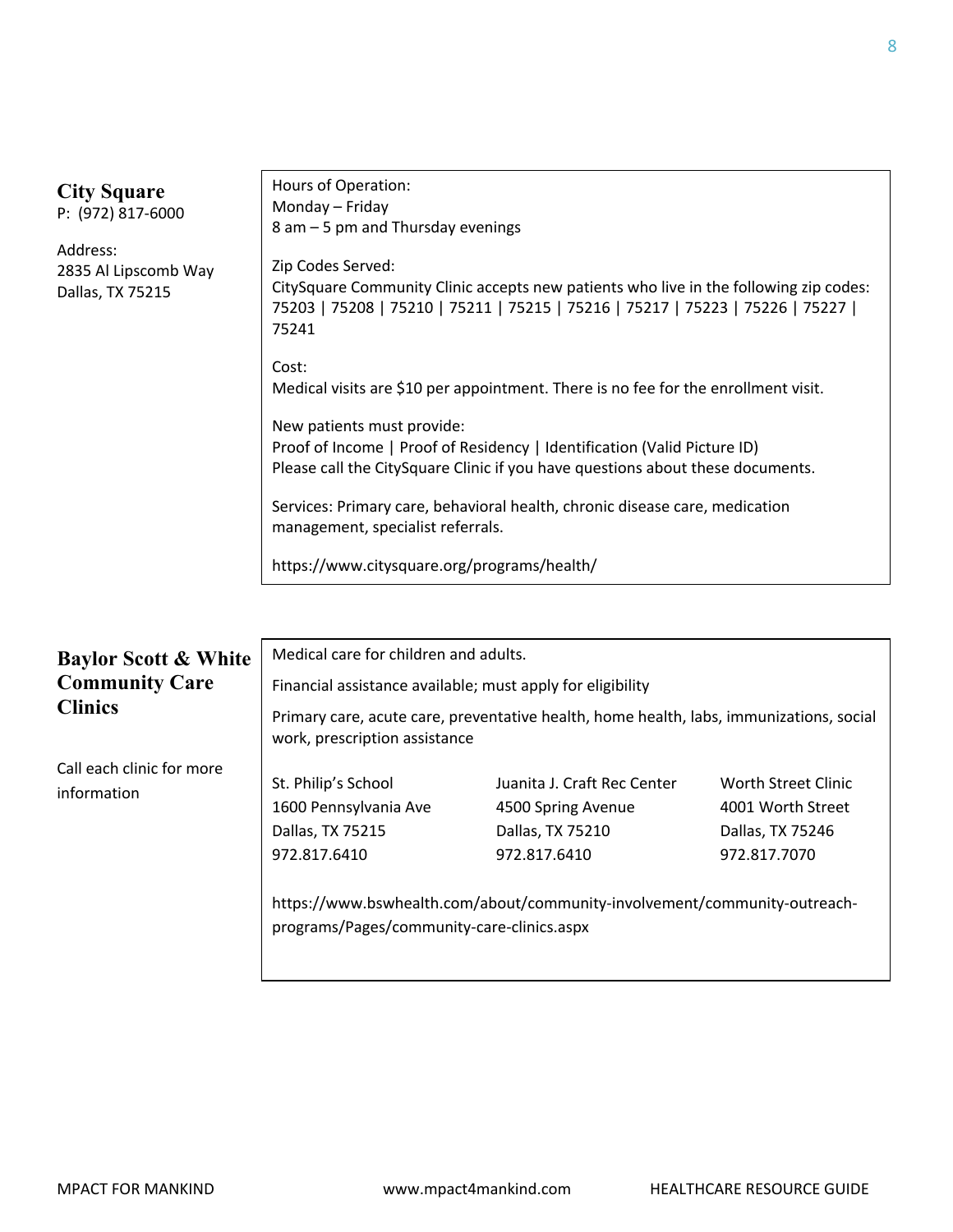## City Square

P: (972) 817-6000

Address:
2835 Al Lipscomb Way
Dallas, TX 75215

Hours of Operation:
Monday – Friday
8 am – 5 pm and Thursday evenings

Zip Codes Served:
CitySquare Community Clinic accepts new patients who live in the following zip codes: 75203 | 75208 | 75210 | 75211 | 75215 | 75216 | 75217 | 75223 | 75226 | 75227 | 75241

Cost:
Medical visits are $10 per appointment. There is no fee for the enrollment visit.

New patients must provide:
Proof of Income | Proof of Residency | Identification (Valid Picture ID)
Please call the CitySquare Clinic if you have questions about these documents.

Services: Primary care, behavioral health, chronic disease care, medication management, specialist referrals.

https://www.citysquare.org/programs/health/

## Baylor Scott & White Community Care Clinics

Call each clinic for more information

Medical care for children and adults.

Financial assistance available; must apply for eligibility

Primary care, acute care, preventative health, home health, labs, immunizations, social work, prescription assistance

| St. Philip's School | Juanita J. Craft Rec Center | Worth Street Clinic |
|---|---|---|
| 1600 Pennsylvania Ave | 4500 Spring Avenue | 4001 Worth Street |
| Dallas, TX 75215 | Dallas, TX 75210 | Dallas, TX 75246 |
| 972.817.6410 | 972.817.6410 | 972.817.7070 |

https://www.bswhealth.com/about/community-involvement/community-outreach-programs/Pages/community-care-clinics.aspx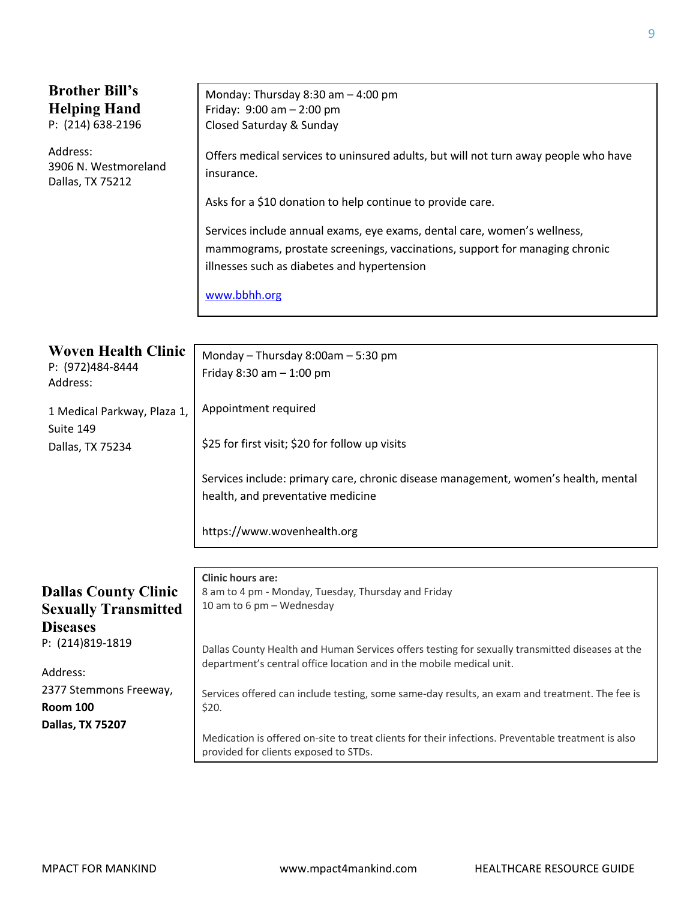## Brother Bill's Helping Hand

P: (214) 638-2196

Address:
3906 N. Westmoreland
Dallas, TX 75212

Monday: Thursday 8:30 am – 4:00 pm
Friday: 9:00 am – 2:00 pm
Closed Saturday & Sunday

Offers medical services to uninsured adults, but will not turn away people who have insurance.

Asks for a $10 donation to help continue to provide care.

Services include annual exams, eye exams, dental care, women's wellness, mammograms, prostate screenings, vaccinations, support for managing chronic illnesses such as diabetes and hypertension

[www.bbhh.org](http://www.bbhh.org)

## Woven Health Clinic

P: (972)484-8444
Address:

1 Medical Parkway, Plaza 1, Suite 149
Dallas, TX 75234

Monday – Thursday 8:00am – 5:30 pm
Friday 8:30 am – 1:00 pm

Appointment required

$25 for first visit; $20 for follow up visits

Services include: primary care, chronic disease management, women's health, mental health, and preventative medicine

https://www.wovenhealth.org

## Dallas County Clinic Sexually Transmitted Diseases

P: (214)819-1819

Address:
2377 Stemmons Freeway,
**Room 100**
**Dallas, TX 75207**

**Clinic hours are:**
8 am to 4 pm - Monday, Tuesday, Thursday and Friday
10 am to 6 pm – Wednesday

Dallas County Health and Human Services offers testing for sexually transmitted diseases at the department's central office location and in the mobile medical unit.

Services offered can include testing, some same-day results, an exam and treatment. The fee is $20.

Medication is offered on-site to treat clients for their infections. Preventable treatment is also provided for clients exposed to STDs.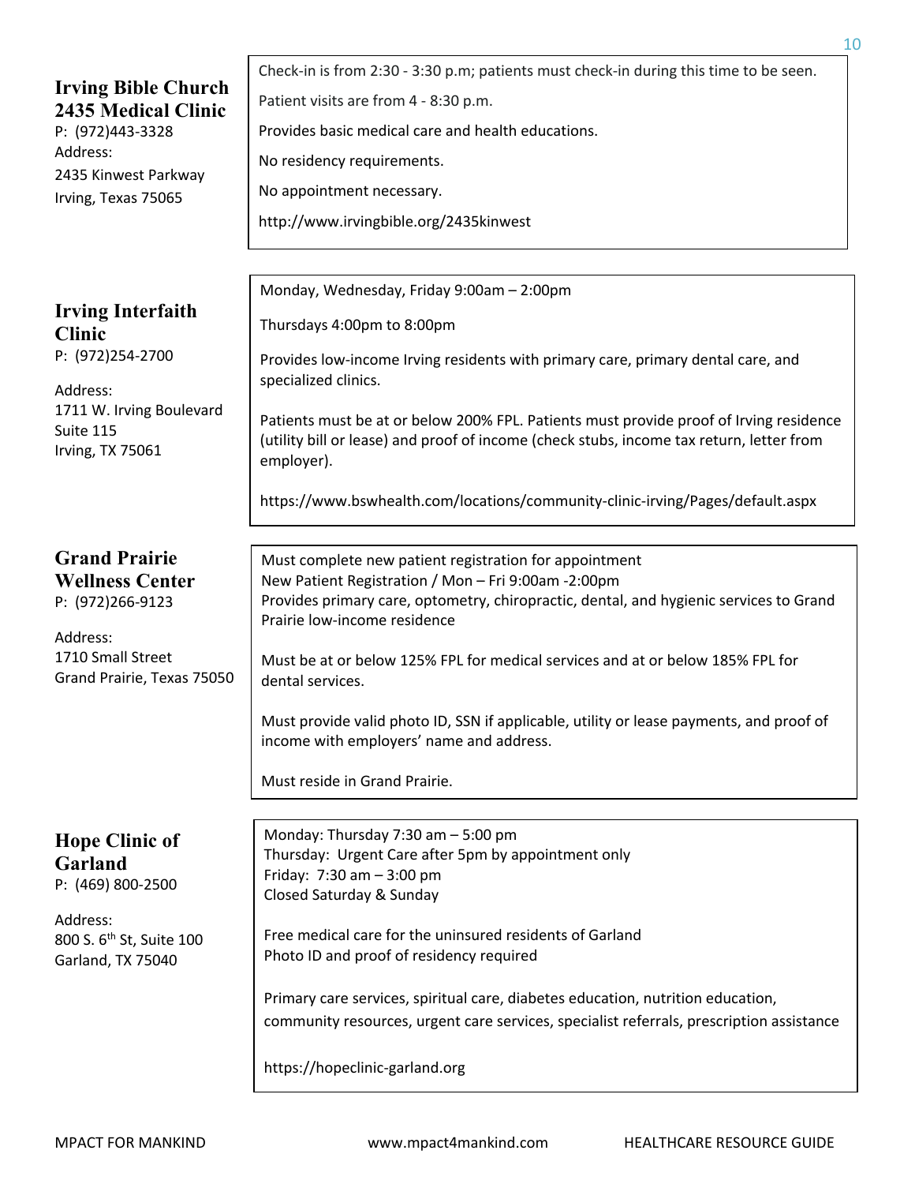## Irving Bible Church 2435 Medical Clinic

P: (972)443-3328
Address:
2435 Kinwest Parkway
Irving, Texas 75065

Check-in is from 2:30 - 3:30 p.m; patients must check-in during this time to be seen.

Patient visits are from 4 - 8:30 p.m.

Provides basic medical care and health educations.

No residency requirements.

No appointment necessary.

http://www.irvingbible.org/2435kinwest

## Irving Interfaith Clinic

P: (972)254-2700

Address:
1711 W. Irving Boulevard
Suite 115
Irving, TX 75061

Monday, Wednesday, Friday 9:00am – 2:00pm

Thursdays 4:00pm to 8:00pm

Provides low-income Irving residents with primary care, primary dental care, and specialized clinics.

Patients must be at or below 200% FPL. Patients must provide proof of Irving residence (utility bill or lease) and proof of income (check stubs, income tax return, letter from employer).

https://www.bswhealth.com/locations/community-clinic-irving/Pages/default.aspx

## Grand Prairie Wellness Center

P: (972)266-9123

Address:
1710 Small Street
Grand Prairie, Texas 75050

Must complete new patient registration for appointment
New Patient Registration / Mon – Fri 9:00am -2:00pm
Provides primary care, optometry, chiropractic, dental, and hygienic services to Grand Prairie low-income residence

Must be at or below 125% FPL for medical services and at or below 185% FPL for dental services.

Must provide valid photo ID, SSN if applicable, utility or lease payments, and proof of income with employers' name and address.

Must reside in Grand Prairie.

## Hope Clinic of Garland

P: (469) 800-2500

Address:
800 S. 6th St, Suite 100
Garland, TX 75040

Monday: Thursday 7:30 am – 5:00 pm
Thursday: Urgent Care after 5pm by appointment only
Friday: 7:30 am – 3:00 pm
Closed Saturday & Sunday

Free medical care for the uninsured residents of Garland
Photo ID and proof of residency required

Primary care services, spiritual care, diabetes education, nutrition education, community resources, urgent care services, specialist referrals, prescription assistance

https://hopeclinic-garland.org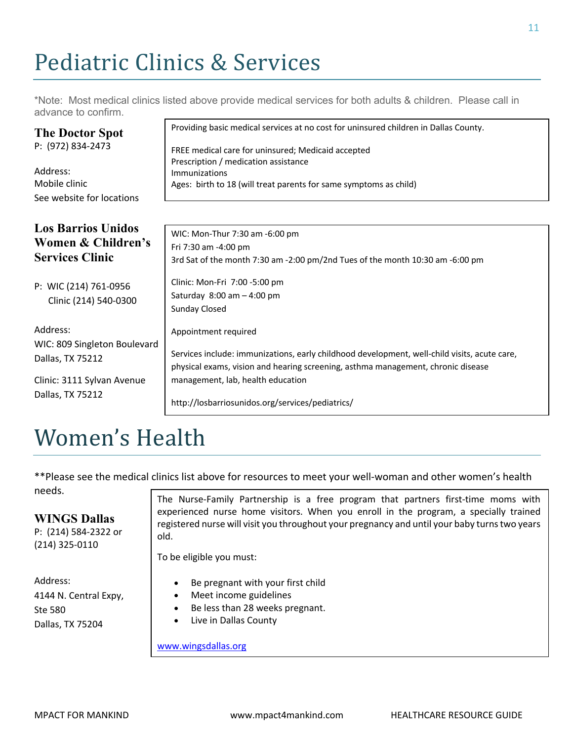# Pediatric Clinics & Services

*Note: Most medical clinics listed above provide medical services for both adults & children. Please call in advance to confirm.

### The Doctor Spot

P: (972) 834-2473

Address:
Mobile clinic
See website for locations

Providing basic medical services at no cost for uninsured children in Dallas County.

FREE medical care for uninsured; Medicaid accepted
Prescription / medication assistance
Immunizations
Ages: birth to 18 (will treat parents for same symptoms as child)

### Los Barrios Unidos Women & Children's Services Clinic

P: WIC (214) 761-0956
Clinic (214) 540-0300

Address:
WIC: 809 Singleton Boulevard
Dallas, TX 75212

Clinic: 3111 Sylvan Avenue
Dallas, TX 75212

WIC: Mon-Thur 7:30 am -6:00 pm
Fri 7:30 am -4:00 pm
3rd Sat of the month 7:30 am -2:00 pm/2nd Tues of the month 10:30 am -6:00 pm

Clinic: Mon-Fri 7:00 -5:00 pm
Saturday 8:00 am – 4:00 pm
Sunday Closed

Appointment required

Services include: immunizations, early childhood development, well-child visits, acute care, physical exams, vision and hearing screening, asthma management, chronic disease management, lab, health education

http://losbarriosunidos.org/services/pediatrics/

# Women's Health

**Please see the medical clinics list above for resources to meet your well-woman and other women's health needs.

### WINGS Dallas

P: (214) 584-2322 or
(214) 325-0110

Address:
4144 N. Central Expy,
Ste 580
Dallas, TX 75204

The Nurse-Family Partnership is a free program that partners first-time moms with experienced nurse home visitors. When you enroll in the program, a specially trained registered nurse will visit you throughout your pregnancy and until your baby turns two years old.

To be eligible you must:

- Be pregnant with your first child
- Meet income guidelines
- Be less than 28 weeks pregnant.
- Live in Dallas County

www.wingsdallas.org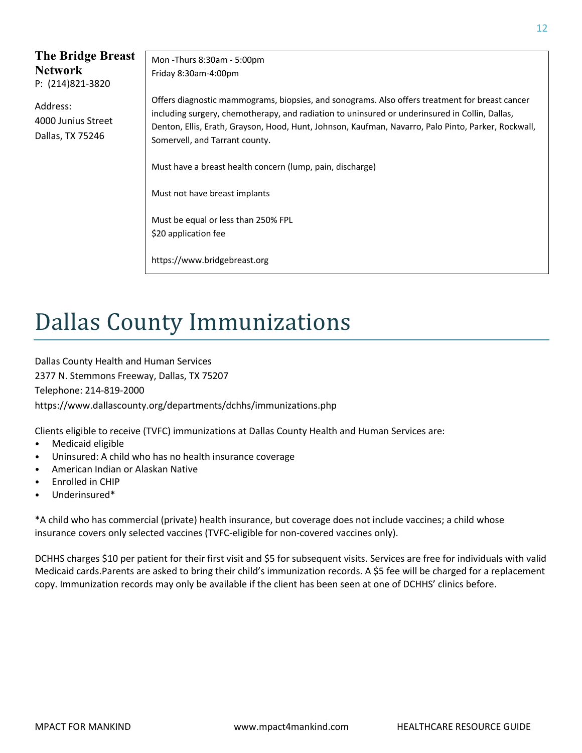| **The Bridge Breast Network**<br>P: (214)821-3820<br><br>Address:<br>4000 Junius Street<br>Dallas, TX 75246 | Mon -Thurs 8:30am - 5:00pm<br>Friday 8:30am-4:00pm<br><br>Offers diagnostic mammograms, biopsies, and sonograms. Also offers treatment for breast cancer including surgery, chemotherapy, and radiation to uninsured or underinsured in Collin, Dallas, Denton, Ellis, Erath, Grayson, Hood, Hunt, Johnson, Kaufman, Navarro, Palo Pinto, Parker, Rockwall, Somervell, and Tarrant county.<br><br>Must have a breast health concern (lump, pain, discharge)<br><br>Must not have breast implants<br><br>Must be equal or less than 250% FPL<br>$20 application fee<br><br>https://www.bridgebreast.org |
|---|---|

# Dallas County Immunizations

Dallas County Health and Human Services
2377 N. Stemmons Freeway, Dallas, TX 75207
Telephone: 214-819-2000
https://www.dallascounty.org/departments/dchhs/immunizations.php

Clients eligible to receive (TVFC) immunizations at Dallas County Health and Human Services are:

- Medicaid eligible
- Uninsured: A child who has no health insurance coverage
- American Indian or Alaskan Native
- Enrolled in CHIP
- Underinsured*

*A child who has commercial (private) health insurance, but coverage does not include vaccines; a child whose insurance covers only selected vaccines (TVFC-eligible for non-covered vaccines only).

DCHHS charges $10 per patient for their first visit and $5 for subsequent visits. Services are free for individuals with valid Medicaid cards.Parents are asked to bring their child's immunization records. A $5 fee will be charged for a replacement copy. Immunization records may only be available if the client has been seen at one of DCHHS' clinics before.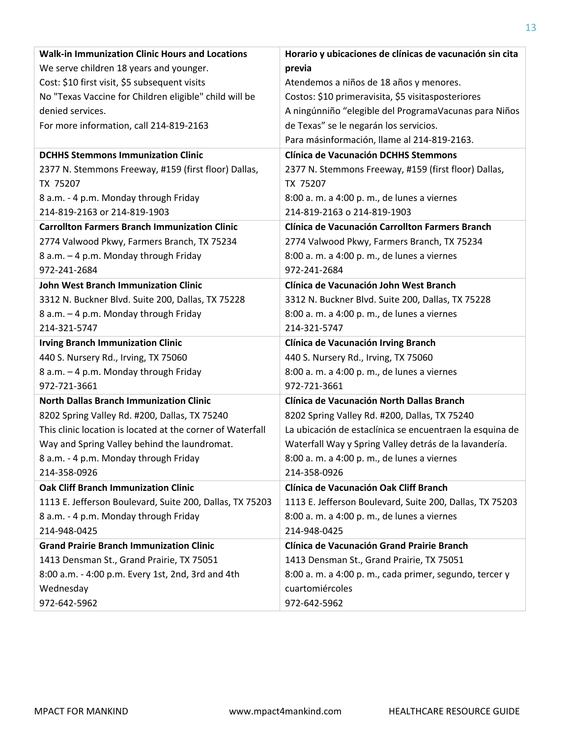| **Walk-in Immunization Clinic Hours and Locations**<br>We serve children 18 years and younger.<br>Cost: $10 first visit, $5 subsequent visits<br>No "Texas Vaccine for Children eligible" child will be denied services.<br>For more information, call 214-819-2163 | **Horario y ubicaciones de clínicas de vacunación sin cita previa**<br>Atendemos a niños de 18 años y menores.<br>Costos: $10 primeravisita, $5 visitasposteriores<br>A ningúnniño "elegible del ProgramaVacunas para Niños de Texas" se le negarán los servicios.<br>Para másinformación, llame al 214-819-2163. |
|---|---|
| **DCHHS Stemmons Immunization Clinic**<br>2377 N. Stemmons Freeway, #159 (first floor) Dallas, TX 75207<br>8 a.m. - 4 p.m. Monday through Friday<br>214-819-2163 or 214-819-1903 | **Clínica de Vacunación DCHHS Stemmons**<br>2377 N. Stemmons Freeway, #159 (first floor) Dallas, TX 75207<br>8:00 a. m. a 4:00 p. m., de lunes a viernes<br>214-819-2163 o 214-819-1903 |
| **Carrollton Farmers Branch Immunization Clinic**<br>2774 Valwood Pkwy, Farmers Branch, TX 75234<br>8 a.m. – 4 p.m. Monday through Friday<br>972-241-2684 | **Clínica de Vacunación Carrollton Farmers Branch**<br>2774 Valwood Pkwy, Farmers Branch, TX 75234<br>8:00 a. m. a 4:00 p. m., de lunes a viernes<br>972-241-2684 |
| **John West Branch Immunization Clinic**<br>3312 N. Buckner Blvd. Suite 200, Dallas, TX 75228<br>8 a.m. – 4 p.m. Monday through Friday<br>214-321-5747 | **Clínica de Vacunación John West Branch**<br>3312 N. Buckner Blvd. Suite 200, Dallas, TX 75228<br>8:00 a. m. a 4:00 p. m., de lunes a viernes<br>214-321-5747 |
| **Irving Branch Immunization Clinic**<br>440 S. Nursery Rd., Irving, TX 75060<br>8 a.m. – 4 p.m. Monday through Friday<br>972-721-3661 | **Clínica de Vacunación Irving Branch**<br>440 S. Nursery Rd., Irving, TX 75060<br>8:00 a. m. a 4:00 p. m., de lunes a viernes<br>972-721-3661 |
| **North Dallas Branch Immunization Clinic**<br>8202 Spring Valley Rd. #200, Dallas, TX 75240<br>This clinic location is located at the corner of Waterfall Way and Spring Valley behind the laundromat.<br>8 a.m. - 4 p.m. Monday through Friday<br>214-358-0926 | **Clínica de Vacunación North Dallas Branch**<br>8202 Spring Valley Rd. #200, Dallas, TX 75240<br>La ubicación de estaclínica se encuentraen la esquina de Waterfall Way y Spring Valley detrás de la lavandería.<br>8:00 a. m. a 4:00 p. m., de lunes a viernes<br>214-358-0926 |
| **Oak Cliff Branch Immunization Clinic**<br>1113 E. Jefferson Boulevard, Suite 200, Dallas, TX 75203<br>8 a.m. - 4 p.m. Monday through Friday<br>214-948-0425 | **Clínica de Vacunación Oak Cliff Branch**<br>1113 E. Jefferson Boulevard, Suite 200, Dallas, TX 75203<br>8:00 a. m. a 4:00 p. m., de lunes a viernes<br>214-948-0425 |
| **Grand Prairie Branch Immunization Clinic**<br>1413 Densman St., Grand Prairie, TX 75051<br>8:00 a.m. - 4:00 p.m. Every 1st, 2nd, 3rd and 4th Wednesday<br>972-642-5962 | **Clínica de Vacunación Grand Prairie Branch**<br>1413 Densman St., Grand Prairie, TX 75051<br>8:00 a. m. a 4:00 p. m., cada primer, segundo, tercer y cuartomiércoles<br>972-642-5962 |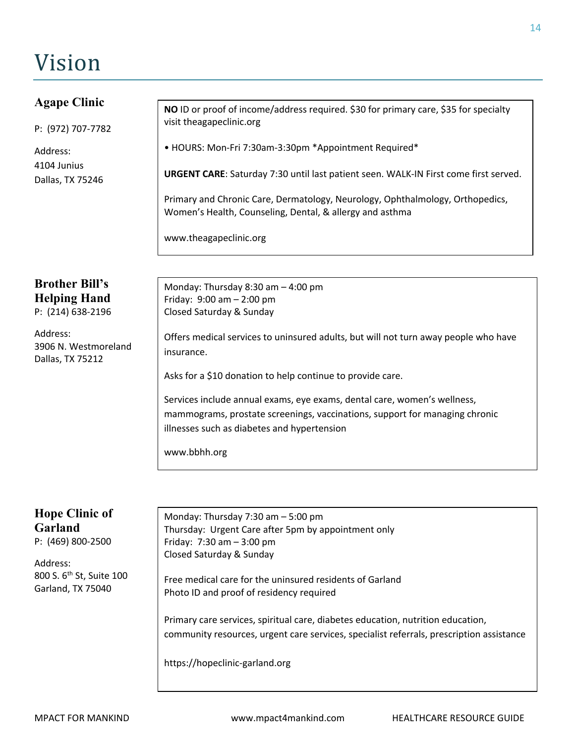# Vision

### Agape Clinic

P: (972) 707-7782

Address:
4104 Junius
Dallas, TX 75246

**NO** ID or proof of income/address required. $30 for primary care, $35 for specialty visit theagapeclinic.org

• HOURS: Mon-Fri 7:30am-3:30pm *Appointment Required*

**URGENT CARE**: Saturday 7:30 until last patient seen. WALK-IN First come first served.

Primary and Chronic Care, Dermatology, Neurology, Ophthalmology, Orthopedics, Women's Health, Counseling, Dental, & allergy and asthma

www.theagapeclinic.org

### Brother Bill's Helping Hand

P: (214) 638-2196

Address:
3906 N. Westmoreland
Dallas, TX 75212

Monday: Thursday 8:30 am – 4:00 pm
Friday: 9:00 am – 2:00 pm
Closed Saturday & Sunday

Offers medical services to uninsured adults, but will not turn away people who have insurance.

Asks for a $10 donation to help continue to provide care.

Services include annual exams, eye exams, dental care, women's wellness, mammograms, prostate screenings, vaccinations, support for managing chronic illnesses such as diabetes and hypertension

www.bbhh.org

### Hope Clinic of Garland

P: (469) 800-2500

Address:
800 S. 6th St, Suite 100
Garland, TX 75040

Monday: Thursday 7:30 am – 5:00 pm
Thursday: Urgent Care after 5pm by appointment only
Friday: 7:30 am – 3:00 pm
Closed Saturday & Sunday

Free medical care for the uninsured residents of Garland
Photo ID and proof of residency required

Primary care services, spiritual care, diabetes education, nutrition education, community resources, urgent care services, specialist referrals, prescription assistance

https://hopeclinic-garland.org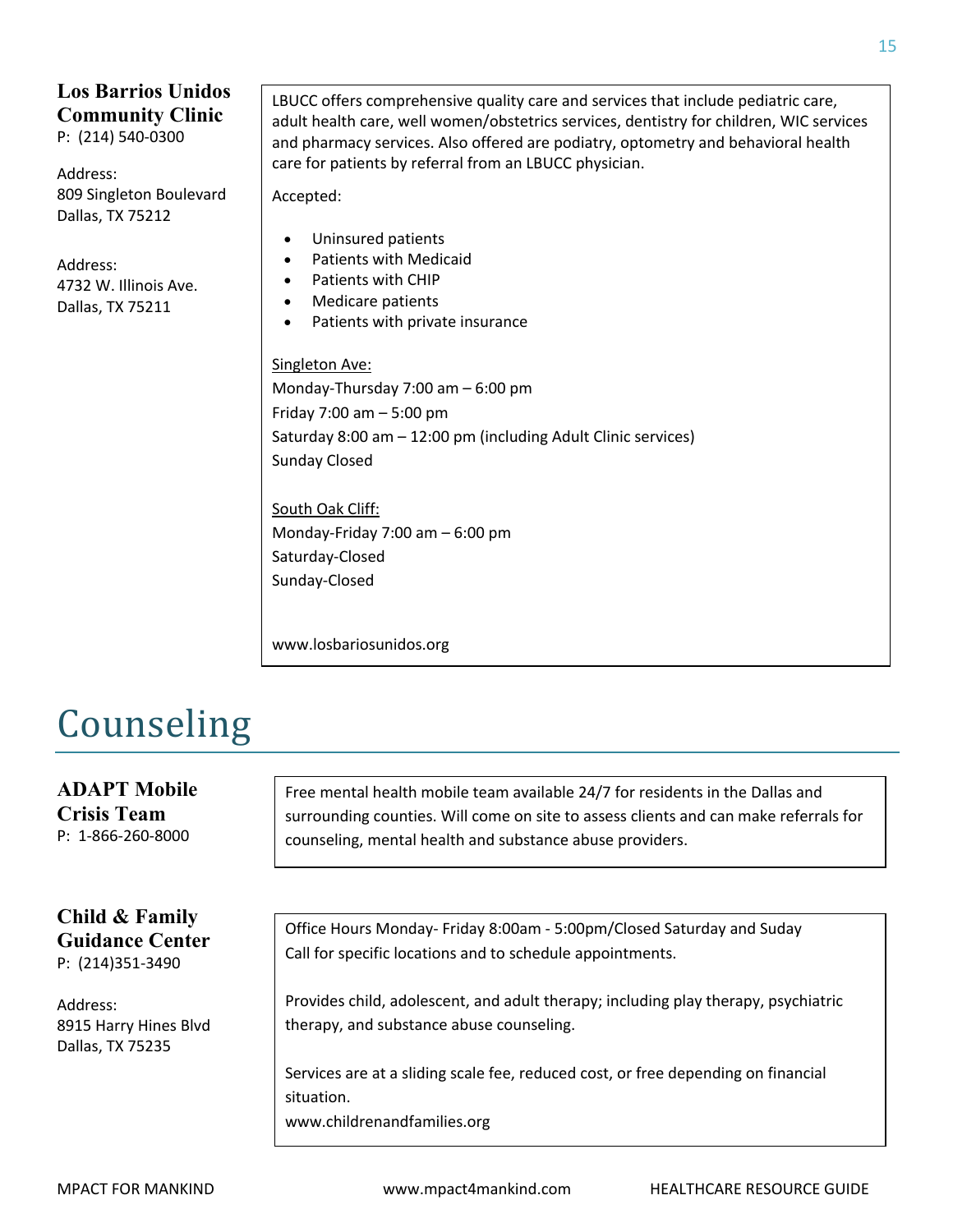### Los Barrios Unidos Community Clinic

P: (214) 540-0300

Address:
809 Singleton Boulevard
Dallas, TX 75212

Address:
4732 W. Illinois Ave.
Dallas, TX 75211

LBUCC offers comprehensive quality care and services that include pediatric care, adult health care, well women/obstetrics services, dentistry for children, WIC services and pharmacy services. Also offered are podiatry, optometry and behavioral health care for patients by referral from an LBUCC physician.

Accepted:

- Uninsured patients
- Patients with Medicaid
- Patients with CHIP
- Medicare patients
- Patients with private insurance

Singleton Ave:
Monday-Thursday 7:00 am – 6:00 pm
Friday 7:00 am – 5:00 pm
Saturday 8:00 am – 12:00 pm (including Adult Clinic services)
Sunday Closed

South Oak Cliff:
Monday-Friday 7:00 am – 6:00 pm
Saturday-Closed
Sunday-Closed

www.losbariosunidos.org

# Counseling

### ADAPT Mobile Crisis Team

P: 1-866-260-8000

Free mental health mobile team available 24/7 for residents in the Dallas and surrounding counties. Will come on site to assess clients and can make referrals for counseling, mental health and substance abuse providers.

### Child & Family Guidance Center

P: (214)351-3490

Address:
8915 Harry Hines Blvd
Dallas, TX 75235

Office Hours Monday- Friday 8:00am - 5:00pm/Closed Saturday and Suday
Call for specific locations and to schedule appointments.

Provides child, adolescent, and adult therapy; including play therapy, psychiatric therapy, and substance abuse counseling.

Services are at a sliding scale fee, reduced cost, or free depending on financial situation.
www.childrenandfamilies.org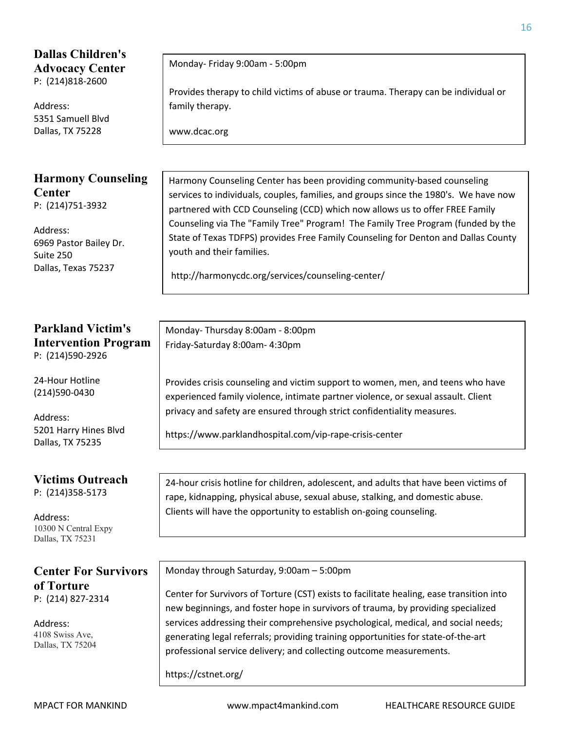## Dallas Children's Advocacy Center

P: (214)818-2600

Address:
5351 Samuell Blvd
Dallas, TX 75228

Monday- Friday 9:00am - 5:00pm

Provides therapy to child victims of abuse or trauma. Therapy can be individual or family therapy.

www.dcac.org

## Harmony Counseling Center

P: (214)751-3932

Address:
6969 Pastor Bailey Dr.
Suite 250
Dallas, Texas 75237

Harmony Counseling Center has been providing community-based counseling services to individuals, couples, families, and groups since the 1980's. We have now partnered with CCD Counseling (CCD) which now allows us to offer FREE Family Counseling via The "Family Tree" Program! The Family Tree Program (funded by the State of Texas TDFPS) provides Free Family Counseling for Denton and Dallas County youth and their families.

http://harmonycdc.org/services/counseling-center/

## Parkland Victim's Intervention Program

P: (214)590-2926

24-Hour Hotline
(214)590-0430

Address:
5201 Harry Hines Blvd
Dallas, TX 75235

Monday- Thursday 8:00am - 8:00pm
Friday-Saturday 8:00am- 4:30pm

Provides crisis counseling and victim support to women, men, and teens who have experienced family violence, intimate partner violence, or sexual assault. Client privacy and safety are ensured through strict confidentiality measures.

https://www.parklandhospital.com/vip-rape-crisis-center

## Victims Outreach

P: (214)358-5173

Address:
10300 N Central Expy
Dallas, TX 75231

24-hour crisis hotline for children, adolescent, and adults that have been victims of rape, kidnapping, physical abuse, sexual abuse, stalking, and domestic abuse. Clients will have the opportunity to establish on-going counseling.

## Center For Survivors of Torture

P: (214) 827-2314

Address:
4108 Swiss Ave,
Dallas, TX 75204

Monday through Saturday, 9:00am – 5:00pm

Center for Survivors of Torture (CST) exists to facilitate healing, ease transition into new beginnings, and foster hope in survivors of trauma, by providing specialized services addressing their comprehensive psychological, medical, and social needs; generating legal referrals; providing training opportunities for state-of-the-art professional service delivery; and collecting outcome measurements.

https://cstnet.org/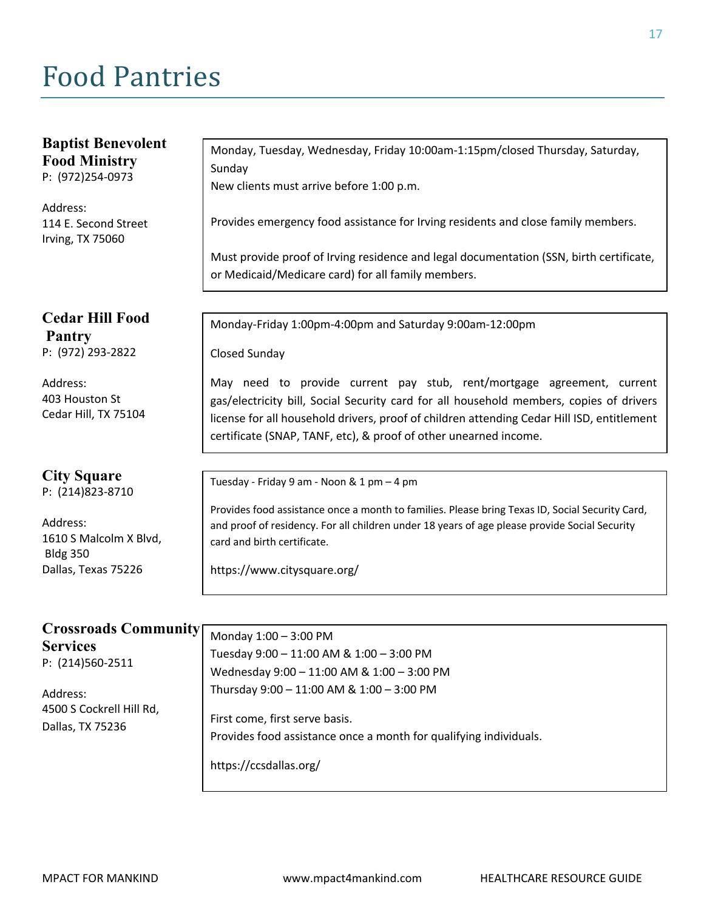# Food Pantries

### Baptist Benevolent Food Ministry

P: (972)254-0973

Address:
114 E. Second Street
Irving, TX 75060

Monday, Tuesday, Wednesday, Friday 10:00am-1:15pm/closed Thursday, Saturday, Sunday
New clients must arrive before 1:00 p.m.

Provides emergency food assistance for Irving residents and close family members.

Must provide proof of Irving residence and legal documentation (SSN, birth certificate, or Medicaid/Medicare card) for all family members.

### Cedar Hill Food Pantry

P: (972) 293-2822

Address:
403 Houston St
Cedar Hill, TX 75104

Monday-Friday 1:00pm-4:00pm and Saturday 9:00am-12:00pm

Closed Sunday

May need to provide current pay stub, rent/mortgage agreement, current gas/electricity bill, Social Security card for all household members, copies of drivers license for all household drivers, proof of children attending Cedar Hill ISD, entitlement certificate (SNAP, TANF, etc), & proof of other unearned income.

### City Square

P: (214)823-8710

Address:
1610 S Malcolm X Blvd, Bldg 350
Dallas, Texas 75226

Tuesday - Friday 9 am - Noon & 1 pm – 4 pm

Provides food assistance once a month to families. Please bring Texas ID, Social Security Card, and proof of residency. For all children under 18 years of age please provide Social Security card and birth certificate.

https://www.citysquare.org/

### Crossroads Community Services

P: (214)560-2511

Address:
4500 S Cockrell Hill Rd,
Dallas, TX 75236

Monday 1:00 – 3:00 PM
Tuesday 9:00 – 11:00 AM & 1:00 – 3:00 PM
Wednesday 9:00 – 11:00 AM & 1:00 – 3:00 PM
Thursday 9:00 – 11:00 AM & 1:00 – 3:00 PM

First come, first serve basis.
Provides food assistance once a month for qualifying individuals.

https://ccsdallas.org/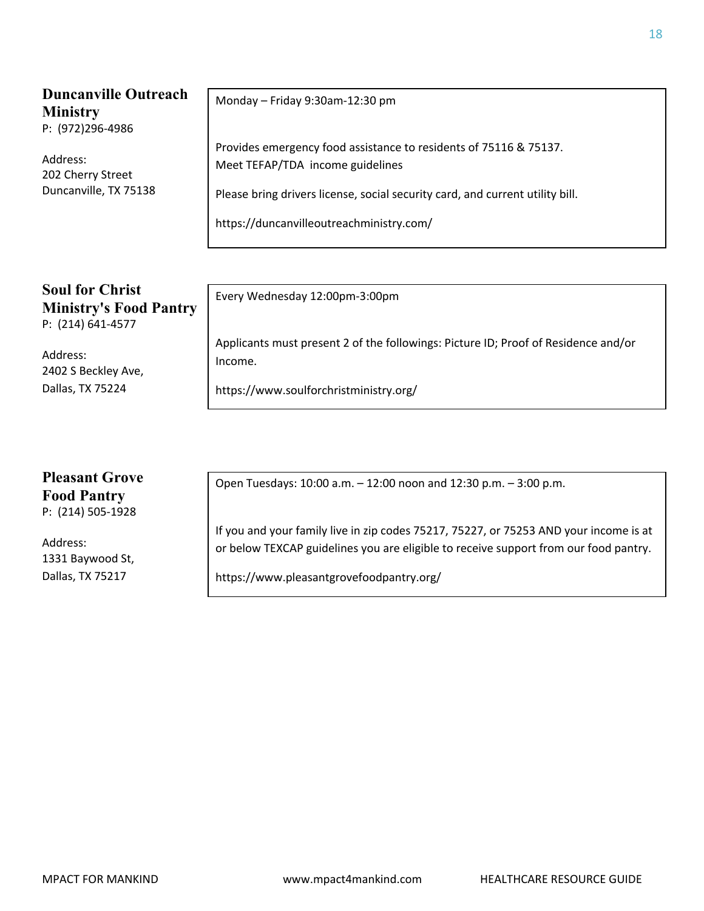## Duncanville Outreach Ministry

P: (972)296-4986

Address:
202 Cherry Street
Duncanville, TX 75138

Monday – Friday 9:30am-12:30 pm

Provides emergency food assistance to residents of 75116 & 75137.
Meet TEFAP/TDA income guidelines

Please bring drivers license, social security card, and current utility bill.

https://duncanvilleoutreachministry.com/

## Soul for Christ Ministry's Food Pantry

P: (214) 641-4577

Address:
2402 S Beckley Ave,
Dallas, TX 75224

Every Wednesday 12:00pm-3:00pm

Applicants must present 2 of the followings: Picture ID; Proof of Residence and/or Income.

https://www.soulforchristministry.org/

## Pleasant Grove Food Pantry

P: (214) 505-1928

Address:
1331 Baywood St,
Dallas, TX 75217

Open Tuesdays: 10:00 a.m. – 12:00 noon and 12:30 p.m. – 3:00 p.m.

If you and your family live in zip codes 75217, 75227, or 75253 AND your income is at or below TEXCAP guidelines you are eligible to receive support from our food pantry.

https://www.pleasantgrovefoodpantry.org/